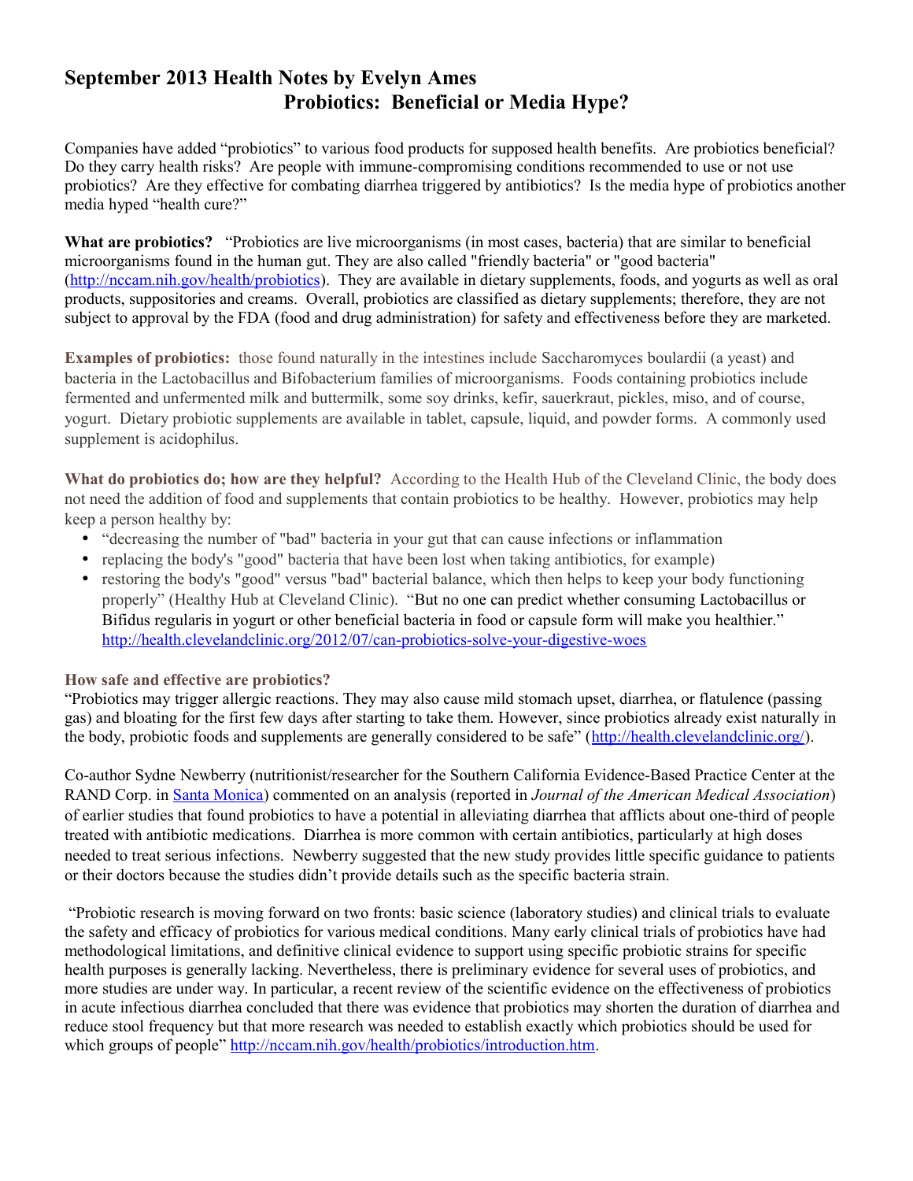# September 2013 Health Notes by Evelyn Ames

## Probiotics: Beneficial or Media Hype?

Companies have added "probiotics" to various food products for supposed health benefits. Are probiotics beneficial? Do they carry health risks? Are people with immune-compromising conditions recommended to use or not use probiotics? Are they effective for combating diarrhea triggered by antibiotics? Is the media hype of probiotics another media hyped "health cure?"

**What are probiotics?** "Probiotics are live microorganisms (in most cases, bacteria) that are similar to beneficial microorganisms found in the human gut. They are also called "friendly bacteria" or "good bacteria" (http://nccam.nih.gov/health/probiotics). They are available in dietary supplements, foods, and yogurts as well as oral products, suppositories and creams. Overall, probiotics are classified as dietary supplements; therefore, they are not subject to approval by the FDA (food and drug administration) for safety and effectiveness before they are marketed.

**Examples of probiotics:** those found naturally in the intestines include Saccharomyces boulardii (a yeast) and bacteria in the Lactobacillus and Bifobacterium families of microorganisms. Foods containing probiotics include fermented and unfermented milk and buttermilk, some soy drinks, kefir, sauerkraut, pickles, miso, and of course, yogurt. Dietary probiotic supplements are available in tablet, capsule, liquid, and powder forms. A commonly used supplement is acidophilus.

**What do probiotics do; how are they helpful?** According to the Health Hub of the Cleveland Clinic, the body does not need the addition of food and supplements that contain probiotics to be healthy. However, probiotics may help keep a person healthy by:

- "decreasing the number of "bad" bacteria in your gut that can cause infections or inflammation
- replacing the body's "good" bacteria that have been lost when taking antibiotics, for example)
- restoring the body's "good" versus "bad" bacterial balance, which then helps to keep your body functioning properly" (Healthy Hub at Cleveland Clinic). "But no one can predict whether consuming Lactobacillus or Bifidus regularis in yogurt or other beneficial bacteria in food or capsule form will make you healthier." http://health.clevelandclinic.org/2012/07/can-probiotics-solve-your-digestive-woes

**How safe and effective are probiotics?**

"Probiotics may trigger allergic reactions. They may also cause mild stomach upset, diarrhea, or flatulence (passing gas) and bloating for the first few days after starting to take them. However, since probiotics already exist naturally in the body, probiotic foods and supplements are generally considered to be safe" (http://health.clevelandclinic.org/).

Co-author Sydne Newberry (nutritionist/researcher for the Southern California Evidence-Based Practice Center at the RAND Corp. in Santa Monica) commented on an analysis (reported in *Journal of the American Medical Association*) of earlier studies that found probiotics to have a potential in alleviating diarrhea that afflicts about one-third of people treated with antibiotic medications. Diarrhea is more common with certain antibiotics, particularly at high doses needed to treat serious infections. Newberry suggested that the new study provides little specific guidance to patients or their doctors because the studies didn't provide details such as the specific bacteria strain.

"Probiotic research is moving forward on two fronts: basic science (laboratory studies) and clinical trials to evaluate the safety and efficacy of probiotics for various medical conditions. Many early clinical trials of probiotics have had methodological limitations, and definitive clinical evidence to support using specific probiotic strains for specific health purposes is generally lacking. Nevertheless, there is preliminary evidence for several uses of probiotics, and more studies are under way. In particular, a recent review of the scientific evidence on the effectiveness of probiotics in acute infectious diarrhea concluded that there was evidence that probiotics may shorten the duration of diarrhea and reduce stool frequency but that more research was needed to establish exactly which probiotics should be used for which groups of people" http://nccam.nih.gov/health/probiotics/introduction.htm.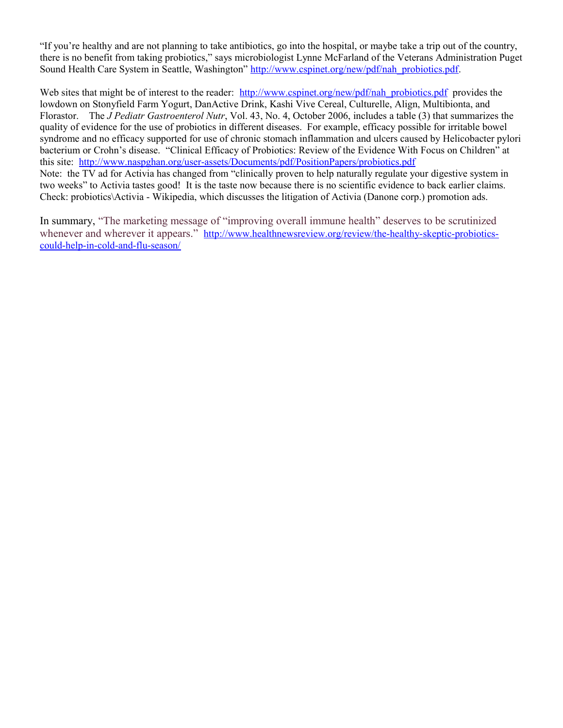"If you're healthy and are not planning to take antibiotics, go into the hospital, or maybe take a trip out of the country, there is no benefit from taking probiotics," says microbiologist Lynne McFarland of the Veterans Administration Puget Sound Health Care System in Seattle, Washington" http://www.cspinet.org/new/pdf/nah_probiotics.pdf.

Web sites that might be of interest to the reader: http://www.cspinet.org/new/pdf/nah_probiotics.pdf provides the lowdown on Stonyfield Farm Yogurt, DanActive Drink, Kashi Vive Cereal, Culturelle, Align, Multibionta, and Florastor. The *J Pediatr Gastroenterol Nutr*, Vol. 43, No. 4, October 2006, includes a table (3) that summarizes the quality of evidence for the use of probiotics in different diseases. For example, efficacy possible for irritable bowel syndrome and no efficacy supported for use of chronic stomach inflammation and ulcers caused by Helicobacter pylori bacterium or Crohn's disease. "Clinical Efficacy of Probiotics: Review of the Evidence With Focus on Children" at this site: http://www.naspghan.org/user-assets/Documents/pdf/PositionPapers/probiotics.pdf
Note: the TV ad for Activia has changed from "clinically proven to help naturally regulate your digestive system in two weeks" to Activia tastes good! It is the taste now because there is no scientific evidence to back earlier claims. Check: probiotics\Activia - Wikipedia, which discusses the litigation of Activia (Danone corp.) promotion ads.

In summary, "The marketing message of "improving overall immune health" deserves to be scrutinized whenever and wherever it appears." http://www.healthnewsreview.org/review/the-healthy-skeptic-probiotics-could-help-in-cold-and-flu-season/